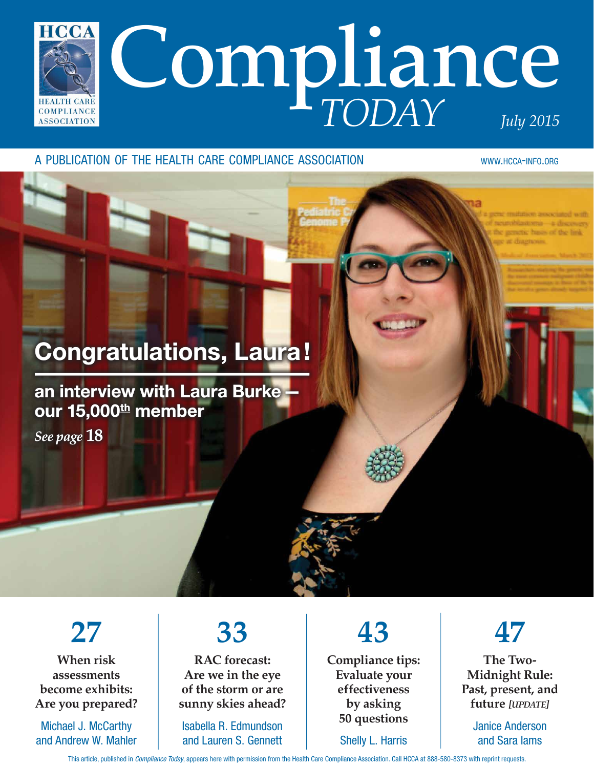# Compliance TODAY

HCCA HEALTH CARE COMPLIANCE ASSOCIATION

*July 2015*

A PUBLICATION OF THE HEALTH CARE COMPLIANCE ASSOCIATION

WWW.HCCA-INFO.ORG

## Congratulations, Laura!

**an interview with Laura Burke — our 15,000th member**

*See page* **18**

**27**

**When risk assessments become exhibits: Are you prepared?**

Michael J. McCarthy and Andrew W. Mahler

**33**

**RAC forecast: Are we in the eye of the storm or are sunny skies ahead?**

Isabella R. Edmundson and Lauren S. Gennett

**43**

**Compliance tips: Evaluate your effectiveness by asking 50 questions**

Shelly L. Harris

**47**

**The Two-Midnight Rule: Past, present, and future** ***[UPDATE]***

Janice Anderson and Sara Iams

This article, published in *Compliance Today*, appears here with permission from the Health Care Compliance Association. Call HCCA at 888-580-8373 with reprint requests.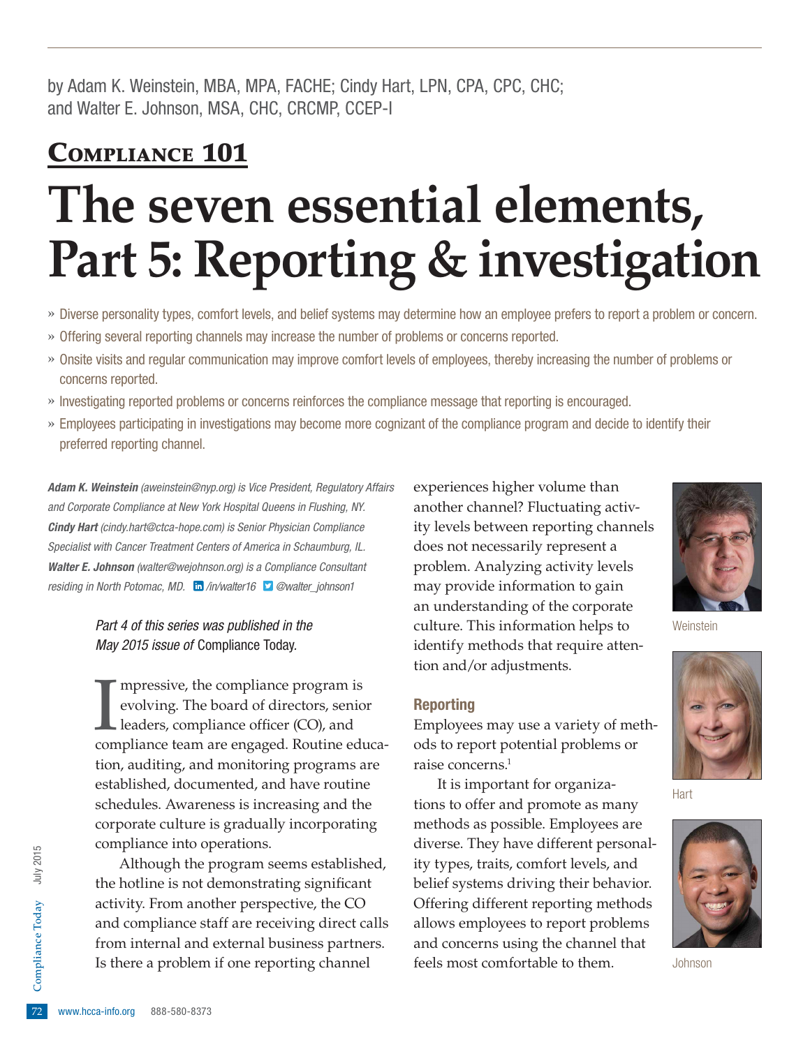by Adam K. Weinstein, MBA, MPA, FACHE; Cindy Hart, LPN, CPA, CPC, CHC; and Walter E. Johnson, MSA, CHC, CRCMP, CCEP-I

## Compliance 101

# The seven essential elements, Part 5: Reporting & investigation

- » Diverse personality types, comfort levels, and belief systems may determine how an employee prefers to report a problem or concern.
- » Offering several reporting channels may increase the number of problems or concerns reported.
- » Onsite visits and regular communication may improve comfort levels of employees, thereby increasing the number of problems or concerns reported.
- » Investigating reported problems or concerns reinforces the compliance message that reporting is encouraged.
- » Employees participating in investigations may become more cognizant of the compliance program and decide to identify their preferred reporting channel.

***Adam K. Weinstein*** *(aweinstein@nyp.org) is Vice President, Regulatory Affairs and Corporate Compliance at New York Hospital Queens in Flushing, NY.* ***Cindy Hart*** *(cindy.hart@ctca-hope.com) is Senior Physician Compliance Specialist with Cancer Treatment Centers of America in Schaumburg, IL.* ***Walter E. Johnson*** *(walter@wejohnson.org) is a Compliance Consultant residing in North Potomac, MD. /in/walter16 @walter_johnson1*

*Part 4 of this series was published in the May 2015 issue of* Compliance Today.

Impressive, the compliance program is evolving. The board of directors, senior leaders, compliance officer (CO), and compliance team are engaged. Routine education, auditing, and monitoring programs are established, documented, and have routine schedules. Awareness is increasing and the corporate culture is gradually incorporating compliance into operations.

Although the program seems established, the hotline is not demonstrating significant activity. From another perspective, the CO and compliance staff are receiving direct calls from internal and external business partners. Is there a problem if one reporting channel experiences higher volume than another channel? Fluctuating activity levels between reporting channels does not necessarily represent a problem. Analyzing activity levels may provide information to gain an understanding of the corporate culture. This information helps to identify methods that require attention and/or adjustments.

### Reporting

Employees may use a variety of methods to report potential problems or raise concerns.[1]

It is important for organizations to offer and promote as many methods as possible. Employees are diverse. They have different personality types, traits, comfort levels, and belief systems driving their behavior. Offering different reporting methods allows employees to report problems and concerns using the channel that feels most comfortable to them.

Weinstein

Hart

Johnson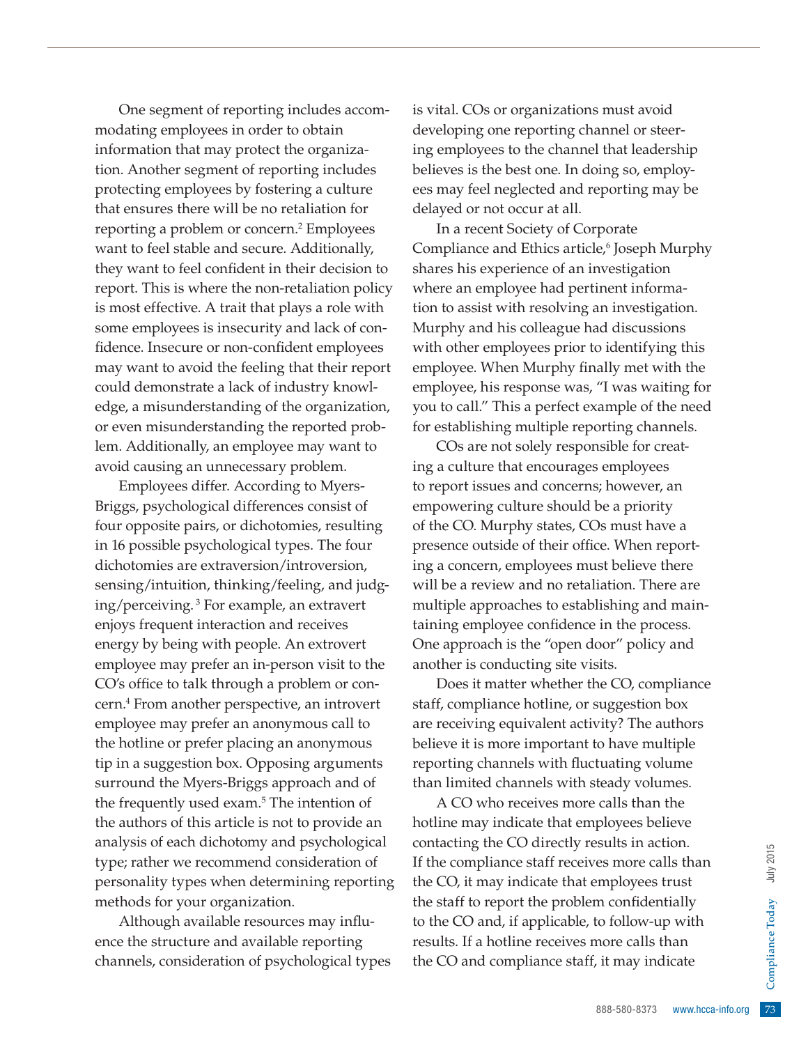One segment of reporting includes accommodating employees in order to obtain information that may protect the organization. Another segment of reporting includes protecting employees by fostering a culture that ensures there will be no retaliation for reporting a problem or concern.[2] Employees want to feel stable and secure. Additionally, they want to feel confident in their decision to report. This is where the non-retaliation policy is most effective. A trait that plays a role with some employees is insecurity and lack of confidence. Insecure or non-confident employees may want to avoid the feeling that their report could demonstrate a lack of industry knowledge, a misunderstanding of the organization, or even misunderstanding the reported problem. Additionally, an employee may want to avoid causing an unnecessary problem.

Employees differ. According to Myers-Briggs, psychological differences consist of four opposite pairs, or dichotomies, resulting in 16 possible psychological types. The four dichotomies are extraversion/introversion, sensing/intuition, thinking/feeling, and judging/perceiving.[3] For example, an extravert enjoys frequent interaction and receives energy by being with people. An extrovert employee may prefer an in-person visit to the CO's office to talk through a problem or concern.[4] From another perspective, an introvert employee may prefer an anonymous call to the hotline or prefer placing an anonymous tip in a suggestion box. Opposing arguments surround the Myers-Briggs approach and of the frequently used exam.[5] The intention of the authors of this article is not to provide an analysis of each dichotomy and psychological type; rather we recommend consideration of personality types when determining reporting methods for your organization.

Although available resources may influence the structure and available reporting channels, consideration of psychological types is vital. COs or organizations must avoid developing one reporting channel or steering employees to the channel that leadership believes is the best one. In doing so, employees may feel neglected and reporting may be delayed or not occur at all.

In a recent Society of Corporate Compliance and Ethics article,[6] Joseph Murphy shares his experience of an investigation where an employee had pertinent information to assist with resolving an investigation. Murphy and his colleague had discussions with other employees prior to identifying this employee. When Murphy finally met with the employee, his response was, "I was waiting for you to call." This a perfect example of the need for establishing multiple reporting channels.

COs are not solely responsible for creating a culture that encourages employees to report issues and concerns; however, an empowering culture should be a priority of the CO. Murphy states, COs must have a presence outside of their office. When reporting a concern, employees must believe there will be a review and no retaliation. There are multiple approaches to establishing and maintaining employee confidence in the process. One approach is the "open door" policy and another is conducting site visits.

Does it matter whether the CO, compliance staff, compliance hotline, or suggestion box are receiving equivalent activity? The authors believe it is more important to have multiple reporting channels with fluctuating volume than limited channels with steady volumes.

A CO who receives more calls than the hotline may indicate that employees believe contacting the CO directly results in action. If the compliance staff receives more calls than the CO, it may indicate that employees trust the staff to report the problem confidentially to the CO and, if applicable, to follow-up with results. If a hotline receives more calls than the CO and compliance staff, it may indicate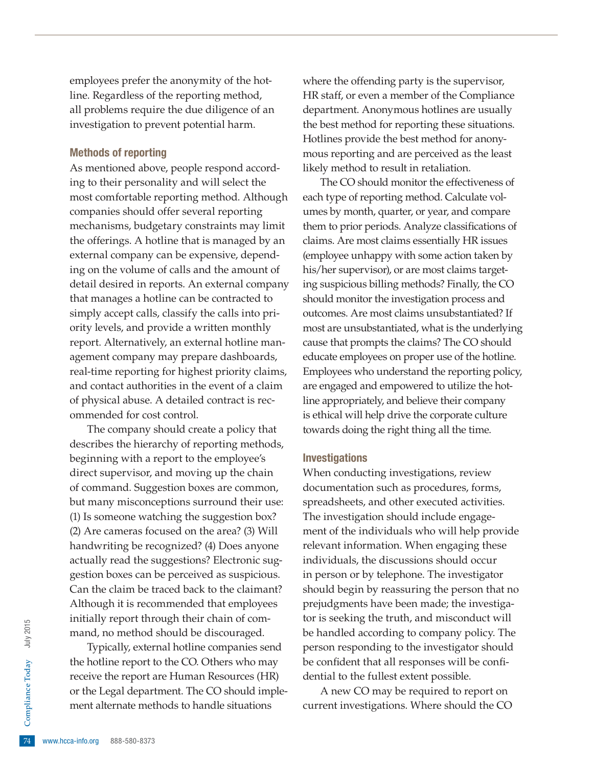employees prefer the anonymity of the hotline. Regardless of the reporting method, all problems require the due diligence of an investigation to prevent potential harm.

### Methods of reporting

As mentioned above, people respond according to their personality and will select the most comfortable reporting method. Although companies should offer several reporting mechanisms, budgetary constraints may limit the offerings. A hotline that is managed by an external company can be expensive, depending on the volume of calls and the amount of detail desired in reports. An external company that manages a hotline can be contracted to simply accept calls, classify the calls into priority levels, and provide a written monthly report. Alternatively, an external hotline management company may prepare dashboards, real-time reporting for highest priority claims, and contact authorities in the event of a claim of physical abuse. A detailed contract is recommended for cost control.

The company should create a policy that describes the hierarchy of reporting methods, beginning with a report to the employee's direct supervisor, and moving up the chain of command. Suggestion boxes are common, but many misconceptions surround their use: (1) Is someone watching the suggestion box? (2) Are cameras focused on the area? (3) Will handwriting be recognized? (4) Does anyone actually read the suggestions? Electronic suggestion boxes can be perceived as suspicious. Can the claim be traced back to the claimant? Although it is recommended that employees initially report through their chain of command, no method should be discouraged.

Typically, external hotline companies send the hotline report to the CO. Others who may receive the report are Human Resources (HR) or the Legal department. The CO should implement alternate methods to handle situations where the offending party is the supervisor, HR staff, or even a member of the Compliance department. Anonymous hotlines are usually the best method for reporting these situations. Hotlines provide the best method for anonymous reporting and are perceived as the least likely method to result in retaliation.

The CO should monitor the effectiveness of each type of reporting method. Calculate volumes by month, quarter, or year, and compare them to prior periods. Analyze classifications of claims. Are most claims essentially HR issues (employee unhappy with some action taken by his/her supervisor), or are most claims targeting suspicious billing methods? Finally, the CO should monitor the investigation process and outcomes. Are most claims unsubstantiated? If most are unsubstantiated, what is the underlying cause that prompts the claims? The CO should educate employees on proper use of the hotline. Employees who understand the reporting policy, are engaged and empowered to utilize the hotline appropriately, and believe their company is ethical will help drive the corporate culture towards doing the right thing all the time.

### Investigations

When conducting investigations, review documentation such as procedures, forms, spreadsheets, and other executed activities. The investigation should include engagement of the individuals who will help provide relevant information. When engaging these individuals, the discussions should occur in person or by telephone. The investigator should begin by reassuring the person that no prejudgments have been made; the investigator is seeking the truth, and misconduct will be handled according to company policy. The person responding to the investigator should be confident that all responses will be confidential to the fullest extent possible.

A new CO may be required to report on current investigations. Where should the CO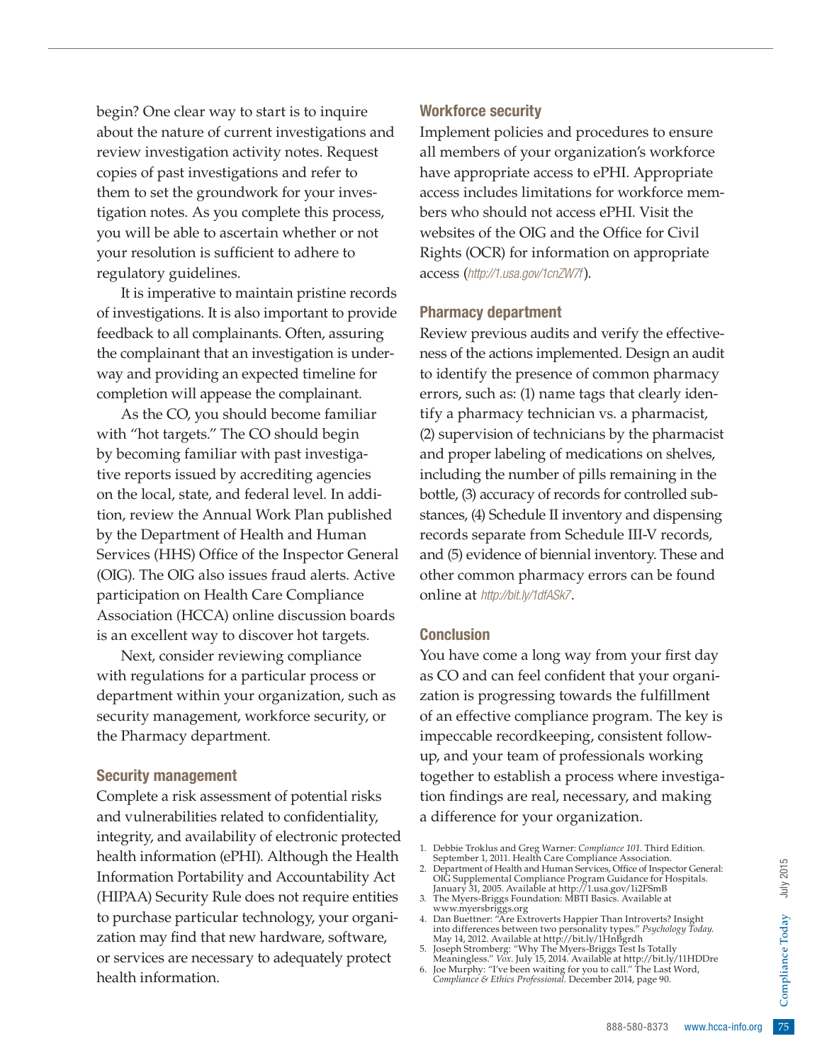begin? One clear way to start is to inquire about the nature of current investigations and review investigation activity notes. Request copies of past investigations and refer to them to set the groundwork for your investigation notes. As you complete this process, you will be able to ascertain whether or not your resolution is sufficient to adhere to regulatory guidelines.

It is imperative to maintain pristine records of investigations. It is also important to provide feedback to all complainants. Often, assuring the complainant that an investigation is underway and providing an expected timeline for completion will appease the complainant.

As the CO, you should become familiar with "hot targets." The CO should begin by becoming familiar with past investigative reports issued by accrediting agencies on the local, state, and federal level. In addition, review the Annual Work Plan published by the Department of Health and Human Services (HHS) Office of the Inspector General (OIG). The OIG also issues fraud alerts. Active participation on Health Care Compliance Association (HCCA) online discussion boards is an excellent way to discover hot targets.

Next, consider reviewing compliance with regulations for a particular process or department within your organization, such as security management, workforce security, or the Pharmacy department.

### Security management

Complete a risk assessment of potential risks and vulnerabilities related to confidentiality, integrity, and availability of electronic protected health information (ePHI). Although the Health Information Portability and Accountability Act (HIPAA) Security Rule does not require entities to purchase particular technology, your organization may find that new hardware, software, or services are necessary to adequately protect health information.

### Workforce security

Implement policies and procedures to ensure all members of your organization's workforce have appropriate access to ePHI. Appropriate access includes limitations for workforce members who should not access ePHI. Visit the websites of the OIG and the Office for Civil Rights (OCR) for information on appropriate access (*http://1.usa.gov/1cnZW7f*).

### Pharmacy department

Review previous audits and verify the effectiveness of the actions implemented. Design an audit to identify the presence of common pharmacy errors, such as: (1) name tags that clearly identify a pharmacy technician vs. a pharmacist, (2) supervision of technicians by the pharmacist and proper labeling of medications on shelves, including the number of pills remaining in the bottle, (3) accuracy of records for controlled substances, (4) Schedule II inventory and dispensing records separate from Schedule III-V records, and (5) evidence of biennial inventory. These and other common pharmacy errors can be found online at *http://bit.ly/1dfASk7*.

### Conclusion

You have come a long way from your first day as CO and can feel confident that your organization is progressing towards the fulfillment of an effective compliance program. The key is impeccable recordkeeping, consistent follow-up, and your team of professionals working together to establish a process where investigation findings are real, necessary, and making a difference for your organization.

1. Debbie Troklus and Greg Warner: *Compliance 101*. Third Edition. September 1, 2011. Health Care Compliance Association.
2. Department of Health and Human Services, Office of Inspector General: OIG Supplemental Compliance Program Guidance for Hospitals. January 31, 2005. Available at http://1.usa.gov/1i2FSmB
3. The Myers-Briggs Foundation: MBTI Basics. Available at www.myersbriggs.org
4. Dan Buettner: "Are Extroverts Happier Than Introverts? Insight into differences between two personality types." *Psychology Today*. May 14, 2012. Available at http://bit.ly/1HnBgrdh
5. Joseph Stromberg: "Why The Myers-Briggs Test Is Totally Meaningless." *Vox*. July 15, 2014. Available at http://bit.ly/11HDDre
6. Joe Murphy: "I've been waiting for you to call." The Last Word, *Compliance & Ethics Professional*. December 2014, page 90.